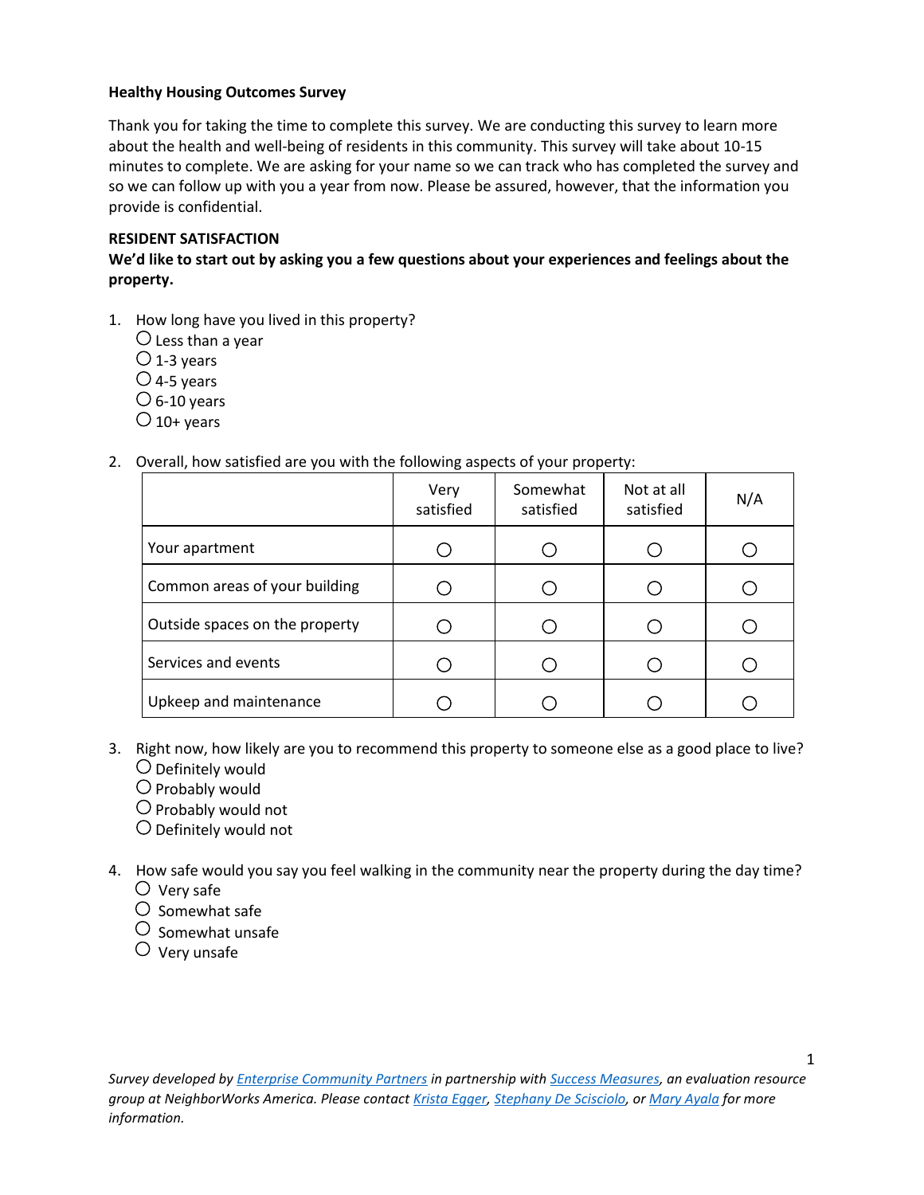**Healthy Housing Outcomes Survey**

Thank you for taking the time to complete this survey. We are conducting this survey to learn more about the health and well-being of residents in this community. This survey will take about 10-15 minutes to complete. We are asking for your name so we can track who has completed the survey and so we can follow up with you a year from now. Please be assured, however, that the information you provide is confidential.

**RESIDENT SATISFACTION**

**We'd like to start out by asking you a few questions about your experiences and feelings about the property.**

1. How long have you lived in this property?
   - ○ Less than a year
   - ○ 1-3 years
   - ○ 4-5 years
   - ○ 6-10 years
   - ○ 10+ years

2. Overall, how satisfied are you with the following aspects of your property:

| | Very satisfied | Somewhat satisfied | Not at all satisfied | N/A |
|---|---|---|---|---|
| Your apartment | ○ | ○ | ○ | ○ |
| Common areas of your building | ○ | ○ | ○ | ○ |
| Outside spaces on the property | ○ | ○ | ○ | ○ |
| Services and events | ○ | ○ | ○ | ○ |
| Upkeep and maintenance | ○ | ○ | ○ | ○ |

3. Right now, how likely are you to recommend this property to someone else as a good place to live?
   - ○ Definitely would
   - ○ Probably would
   - ○ Probably would not
   - ○ Definitely would not

4. How safe would you say you feel walking in the community near the property during the day time?
   - ○ Very safe
   - ○ Somewhat safe
   - ○ Somewhat unsafe
   - ○ Very unsafe

*Survey developed by Enterprise Community Partners in partnership with Success Measures, an evaluation resource group at NeighborWorks America. Please contact Krista Egger, Stephany De Scisciolo, or Mary Ayala for more information.*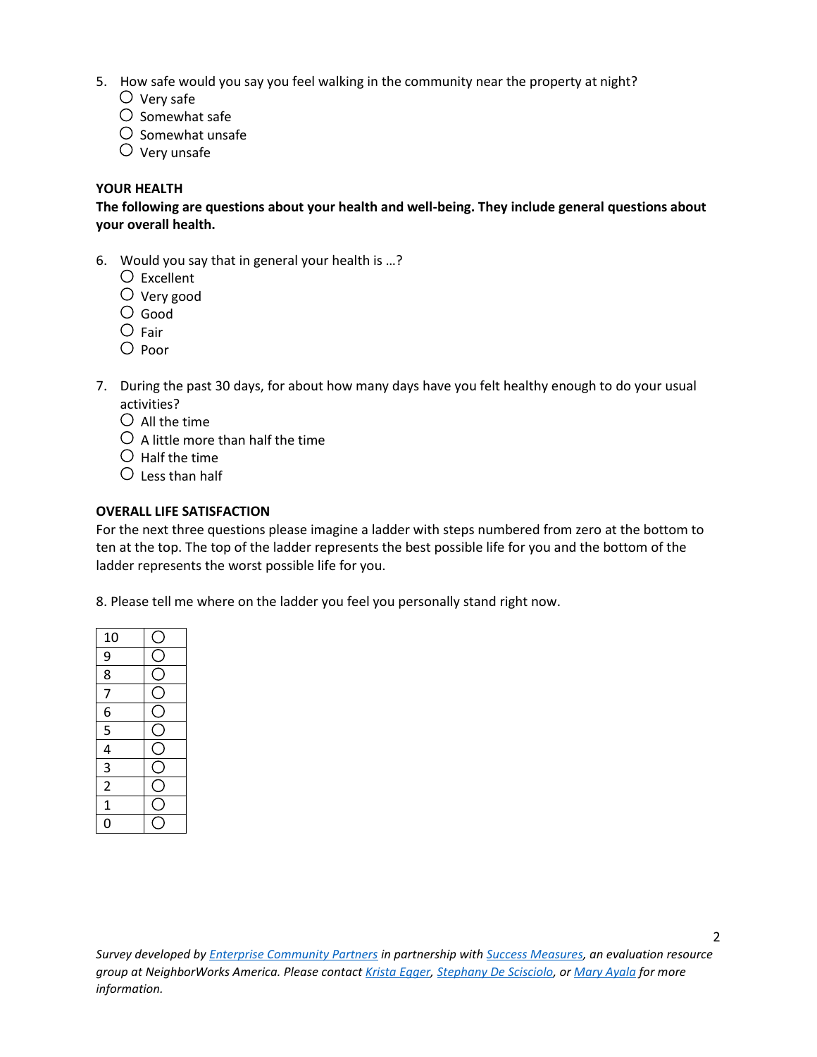5. How safe would you say you feel walking in the community near the property at night?
   - ○ Very safe
   - ○ Somewhat safe
   - ○ Somewhat unsafe
   - ○ Very unsafe

**YOUR HEALTH**

**The following are questions about your health and well-being. They include general questions about your overall health.**

6. Would you say that in general your health is …?
   - ○ Excellent
   - ○ Very good
   - ○ Good
   - ○ Fair
   - ○ Poor

7. During the past 30 days, for about how many days have you felt healthy enough to do your usual activities?
   - ○ All the time
   - ○ A little more than half the time
   - ○ Half the time
   - ○ Less than half

**OVERALL LIFE SATISFACTION**

For the next three questions please imagine a ladder with steps numbered from zero at the bottom to ten at the top. The top of the ladder represents the best possible life for you and the bottom of the ladder represents the worst possible life for you.

8. Please tell me where on the ladder you feel you personally stand right now.

| | |
|---|---|
| 10 | ○ |
| 9 | ○ |
| 8 | ○ |
| 7 | ○ |
| 6 | ○ |
| 5 | ○ |
| 4 | ○ |
| 3 | ○ |
| 2 | ○ |
| 1 | ○ |
| 0 | ○ |

*Survey developed by Enterprise Community Partners in partnership with Success Measures, an evaluation resource group at NeighborWorks America. Please contact Krista Egger, Stephany De Scisciolo, or Mary Ayala for more information.*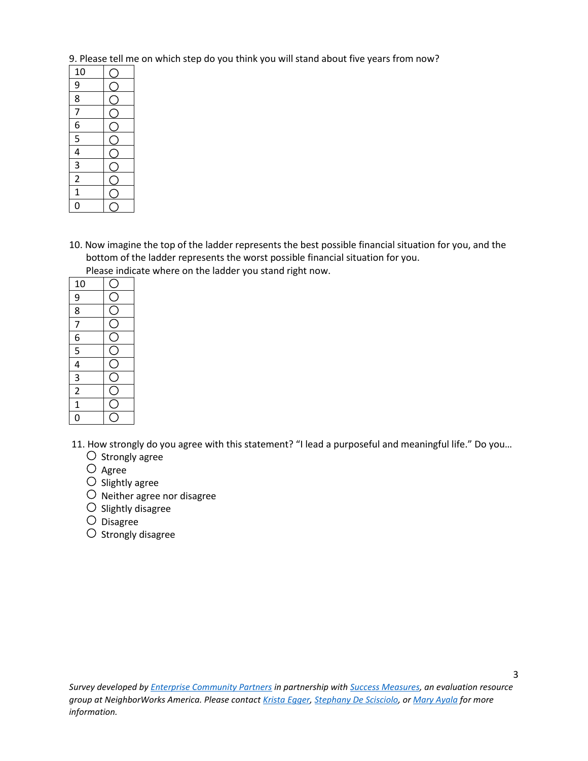9. Please tell me on which step do you think you will stand about five years from now?

| | |
|---|---|
| 10 | ◯ |
| 9 | ◯ |
| 8 | ◯ |
| 7 | ◯ |
| 6 | ◯ |
| 5 | ◯ |
| 4 | ◯ |
| 3 | ◯ |
| 2 | ◯ |
| 1 | ◯ |
| 0 | ◯ |

10. Now imagine the top of the ladder represents the best possible financial situation for you, and the bottom of the ladder represents the worst possible financial situation for you.
    Please indicate where on the ladder you stand right now.

| | |
|---|---|
| 10 | ◯ |
| 9 | ◯ |
| 8 | ◯ |
| 7 | ◯ |
| 6 | ◯ |
| 5 | ◯ |
| 4 | ◯ |
| 3 | ◯ |
| 2 | ◯ |
| 1 | ◯ |
| 0 | ◯ |

11. How strongly do you agree with this statement? "I lead a purposeful and meaningful life." Do you…
    - ◯ Strongly agree
    - ◯ Agree
    - ◯ Slightly agree
    - ◯ Neither agree nor disagree
    - ◯ Slightly disagree
    - ◯ Disagree
    - ◯ Strongly disagree

*Survey developed by Enterprise Community Partners in partnership with Success Measures, an evaluation resource group at NeighborWorks America. Please contact Krista Egger, Stephany De Scisciolo, or Mary Ayala for more information.*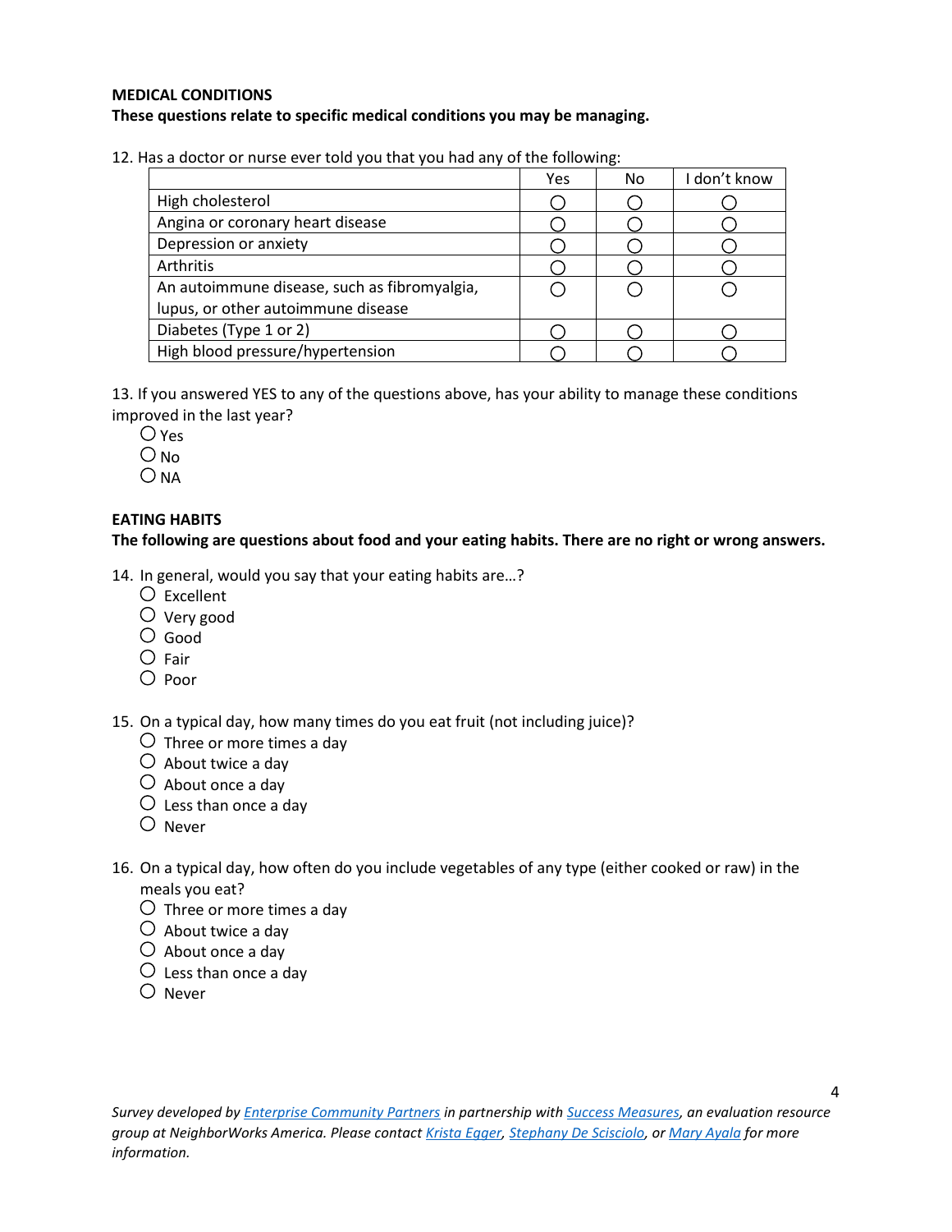**MEDICAL CONDITIONS**

**These questions relate to specific medical conditions you may be managing.**

12. Has a doctor or nurse ever told you that you had any of the following:

| | Yes | No | I don't know |
|---|---|---|---|
| High cholesterol | ○ | ○ | ○ |
| Angina or coronary heart disease | ○ | ○ | ○ |
| Depression or anxiety | ○ | ○ | ○ |
| Arthritis | ○ | ○ | ○ |
| An autoimmune disease, such as fibromyalgia, lupus, or other autoimmune disease | ○ | ○ | ○ |
| Diabetes (Type 1 or 2) | ○ | ○ | ○ |
| High blood pressure/hypertension | ○ | ○ | ○ |

13. If you answered YES to any of the questions above, has your ability to manage these conditions improved in the last year?
   - ○ Yes
   - ○ No
   - ○ NA

**EATING HABITS**

**The following are questions about food and your eating habits. There are no right or wrong answers.**

14. In general, would you say that your eating habits are…?
   - ○ Excellent
   - ○ Very good
   - ○ Good
   - ○ Fair
   - ○ Poor

15. On a typical day, how many times do you eat fruit (not including juice)?
   - ○ Three or more times a day
   - ○ About twice a day
   - ○ About once a day
   - ○ Less than once a day
   - ○ Never

16. On a typical day, how often do you include vegetables of any type (either cooked or raw) in the meals you eat?
   - ○ Three or more times a day
   - ○ About twice a day
   - ○ About once a day
   - ○ Less than once a day
   - ○ Never

*Survey developed by Enterprise Community Partners in partnership with Success Measures, an evaluation resource group at NeighborWorks America. Please contact Krista Egger, Stephany De Scisciolo, or Mary Ayala for more information.*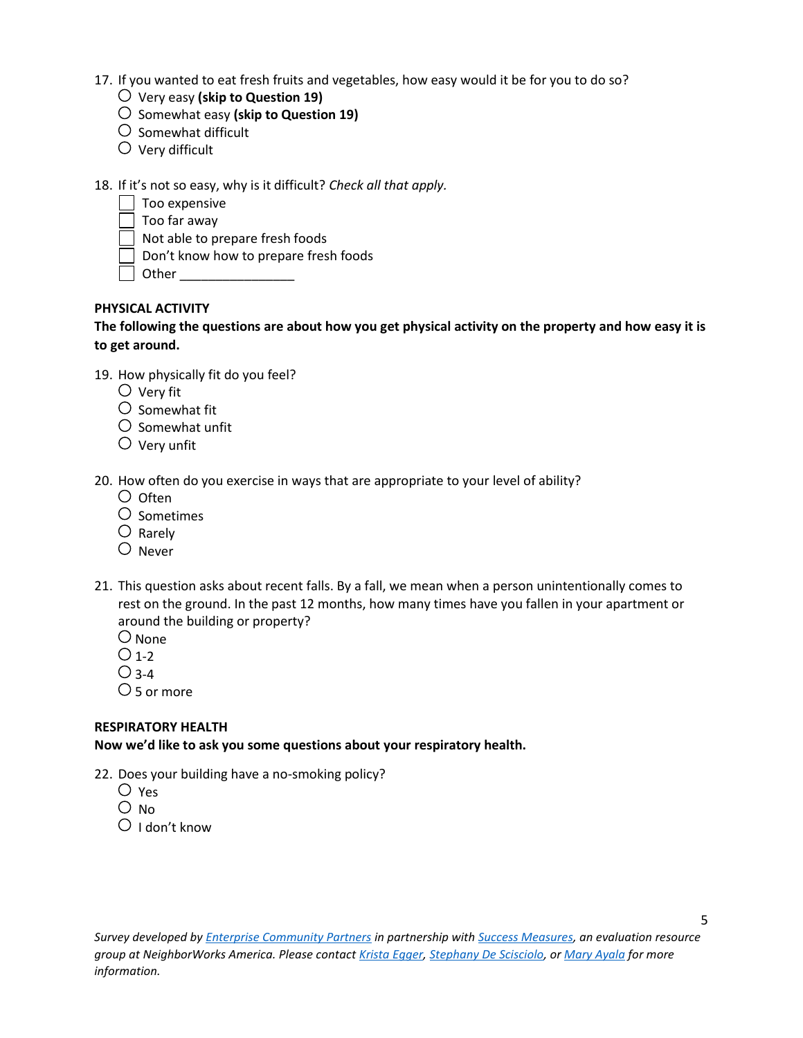17. If you wanted to eat fresh fruits and vegetables, how easy would it be for you to do so?
    - ○ Very easy **(skip to Question 19)**
    - ○ Somewhat easy **(skip to Question 19)**
    - ○ Somewhat difficult
    - ○ Very difficult

18. If it's not so easy, why is it difficult? *Check all that apply.*
    - ☐ Too expensive
    - ☐ Too far away
    - ☐ Not able to prepare fresh foods
    - ☐ Don't know how to prepare fresh foods
    - ☐ Other ________________

**PHYSICAL ACTIVITY**

**The following the questions are about how you get physical activity on the property and how easy it is to get around.**

19. How physically fit do you feel?
    - ○ Very fit
    - ○ Somewhat fit
    - ○ Somewhat unfit
    - ○ Very unfit

20. How often do you exercise in ways that are appropriate to your level of ability?
    - ○ Often
    - ○ Sometimes
    - ○ Rarely
    - ○ Never

21. This question asks about recent falls. By a fall, we mean when a person unintentionally comes to rest on the ground. In the past 12 months, how many times have you fallen in your apartment or around the building or property?
    - ○ None
    - ○ 1-2
    - ○ 3-4
    - ○ 5 or more

**RESPIRATORY HEALTH**

**Now we'd like to ask you some questions about your respiratory health.**

22. Does your building have a no-smoking policy?
    - ○ Yes
    - ○ No
    - ○ I don't know

*Survey developed by Enterprise Community Partners in partnership with Success Measures, an evaluation resource group at NeighborWorks America. Please contact Krista Egger, Stephany De Scisciolo, or Mary Ayala for more information.*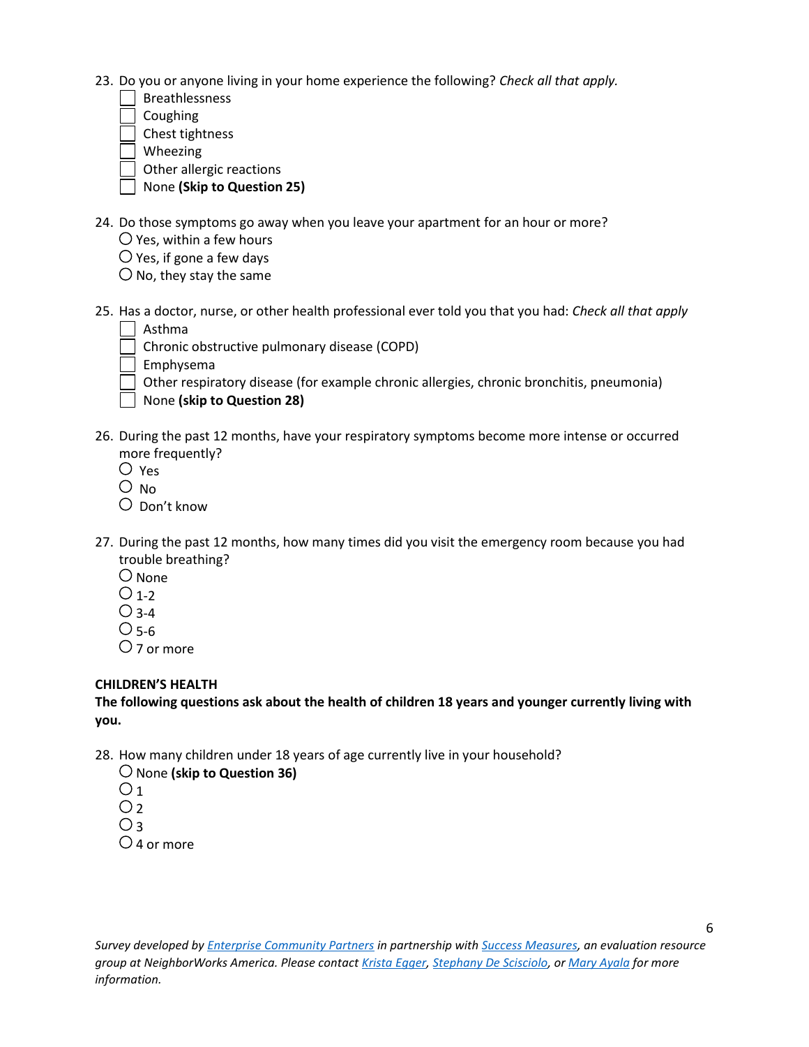23. Do you or anyone living in your home experience the following? *Check all that apply.*
    - ☐ Breathlessness
    - ☐ Coughing
    - ☐ Chest tightness
    - ☐ Wheezing
    - ☐ Other allergic reactions
    - ☐ None **(Skip to Question 25)**

24. Do those symptoms go away when you leave your apartment for an hour or more?
    - ○ Yes, within a few hours
    - ○ Yes, if gone a few days
    - ○ No, they stay the same

25. Has a doctor, nurse, or other health professional ever told you that you had: *Check all that apply*
    - ☐ Asthma
    - ☐ Chronic obstructive pulmonary disease (COPD)
    - ☐ Emphysema
    - ☐ Other respiratory disease (for example chronic allergies, chronic bronchitis, pneumonia)
    - ☐ None **(skip to Question 28)**

26. During the past 12 months, have your respiratory symptoms become more intense or occurred more frequently?
    - ○ Yes
    - ○ No
    - ○ Don't know

27. During the past 12 months, how many times did you visit the emergency room because you had trouble breathing?
    - ○ None
    - ○ 1-2
    - ○ 3-4
    - ○ 5-6
    - ○ 7 or more

**CHILDREN'S HEALTH**

**The following questions ask about the health of children 18 years and younger currently living with you.**

28. How many children under 18 years of age currently live in your household?
    - ○ None **(skip to Question 36)**
    - ○ 1
    - ○ 2
    - ○ 3
    - ○ 4 or more

*Survey developed by Enterprise Community Partners in partnership with Success Measures, an evaluation resource group at NeighborWorks America. Please contact Krista Egger, Stephany De Scisciolo, or Mary Ayala for more information.*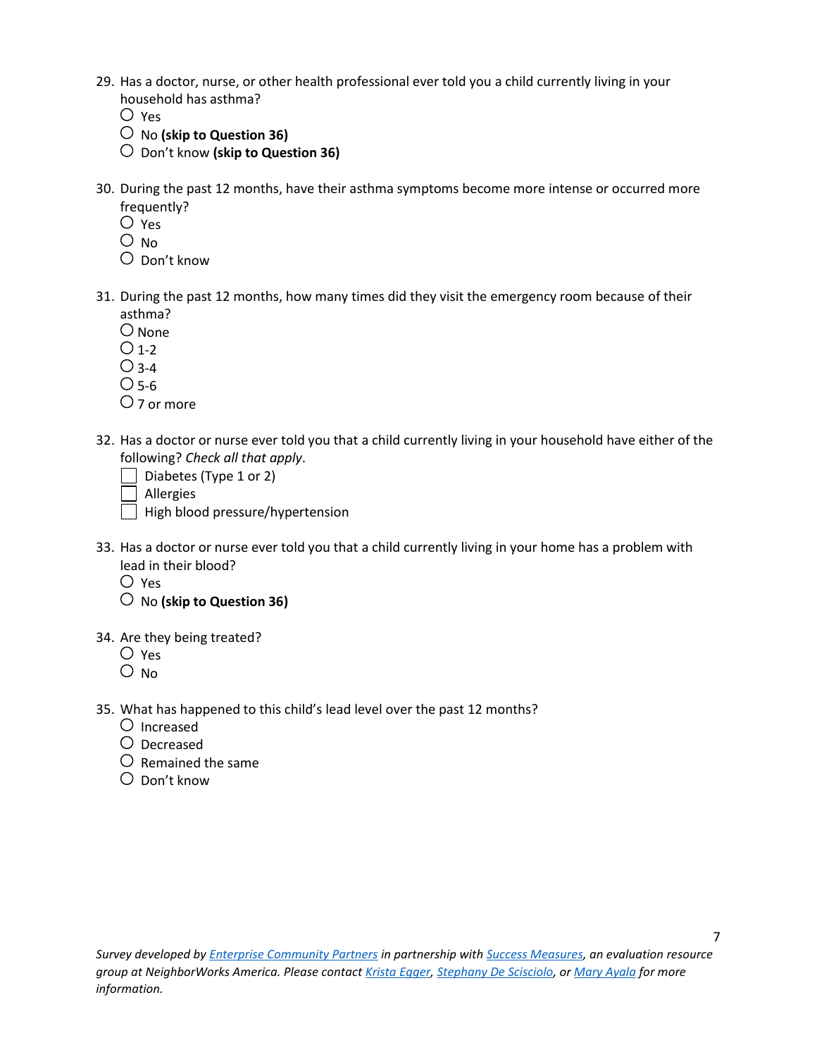29. Has a doctor, nurse, or other health professional ever told you a child currently living in your household has asthma?
   - ○ Yes
   - ○ No **(skip to Question 36)**
   - ○ Don't know **(skip to Question 36)**

30. During the past 12 months, have their asthma symptoms become more intense or occurred more frequently?
   - ○ Yes
   - ○ No
   - ○ Don't know

31. During the past 12 months, how many times did they visit the emergency room because of their asthma?
   - ○ None
   - ○ 1-2
   - ○ 3-4
   - ○ 5-6
   - ○ 7 or more

32. Has a doctor or nurse ever told you that a child currently living in your household have either of the following? *Check all that apply*.
   - ☐ Diabetes (Type 1 or 2)
   - ☐ Allergies
   - ☐ High blood pressure/hypertension

33. Has a doctor or nurse ever told you that a child currently living in your home has a problem with lead in their blood?
   - ○ Yes
   - ○ No **(skip to Question 36)**

34. Are they being treated?
   - ○ Yes
   - ○ No

35. What has happened to this child's lead level over the past 12 months?
   - ○ Increased
   - ○ Decreased
   - ○ Remained the same
   - ○ Don't know

*Survey developed by Enterprise Community Partners in partnership with Success Measures, an evaluation resource group at NeighborWorks America. Please contact Krista Egger, Stephany De Scisciolo, or Mary Ayala for more information.*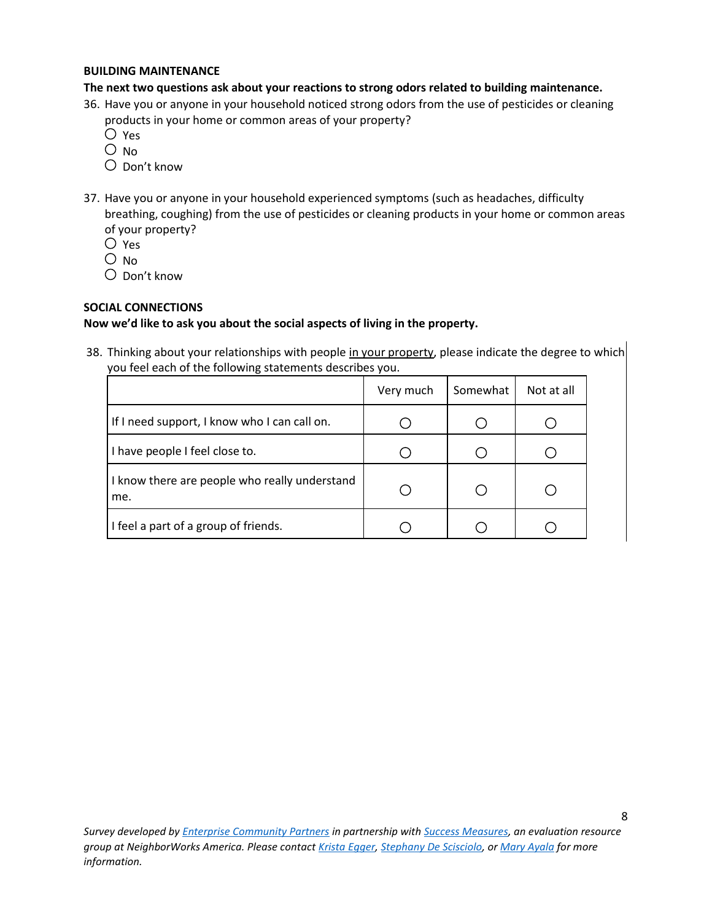**BUILDING MAINTENANCE**

**The next two questions ask about your reactions to strong odors related to building maintenance.**

36. Have you or anyone in your household noticed strong odors from the use of pesticides or cleaning products in your home or common areas of your property?
    - ○ Yes
    - ○ No
    - ○ Don't know

37. Have you or anyone in your household experienced symptoms (such as headaches, difficulty breathing, coughing) from the use of pesticides or cleaning products in your home or common areas of your property?
    - ○ Yes
    - ○ No
    - ○ Don't know

**SOCIAL CONNECTIONS**

**Now we'd like to ask you about the social aspects of living in the property.**

38. Thinking about your relationships with people <u>in your property</u>, please indicate the degree to which you feel each of the following statements describes you.

| | Very much | Somewhat | Not at all |
|---|---|---|---|
| If I need support, I know who I can call on. | ○ | ○ | ○ |
| I have people I feel close to. | ○ | ○ | ○ |
| I know there are people who really understand me. | ○ | ○ | ○ |
| I feel a part of a group of friends. | ○ | ○ | ○ |

*Survey developed by Enterprise Community Partners in partnership with Success Measures, an evaluation resource group at NeighborWorks America. Please contact Krista Egger, Stephany De Scisciolo, or Mary Ayala for more information.*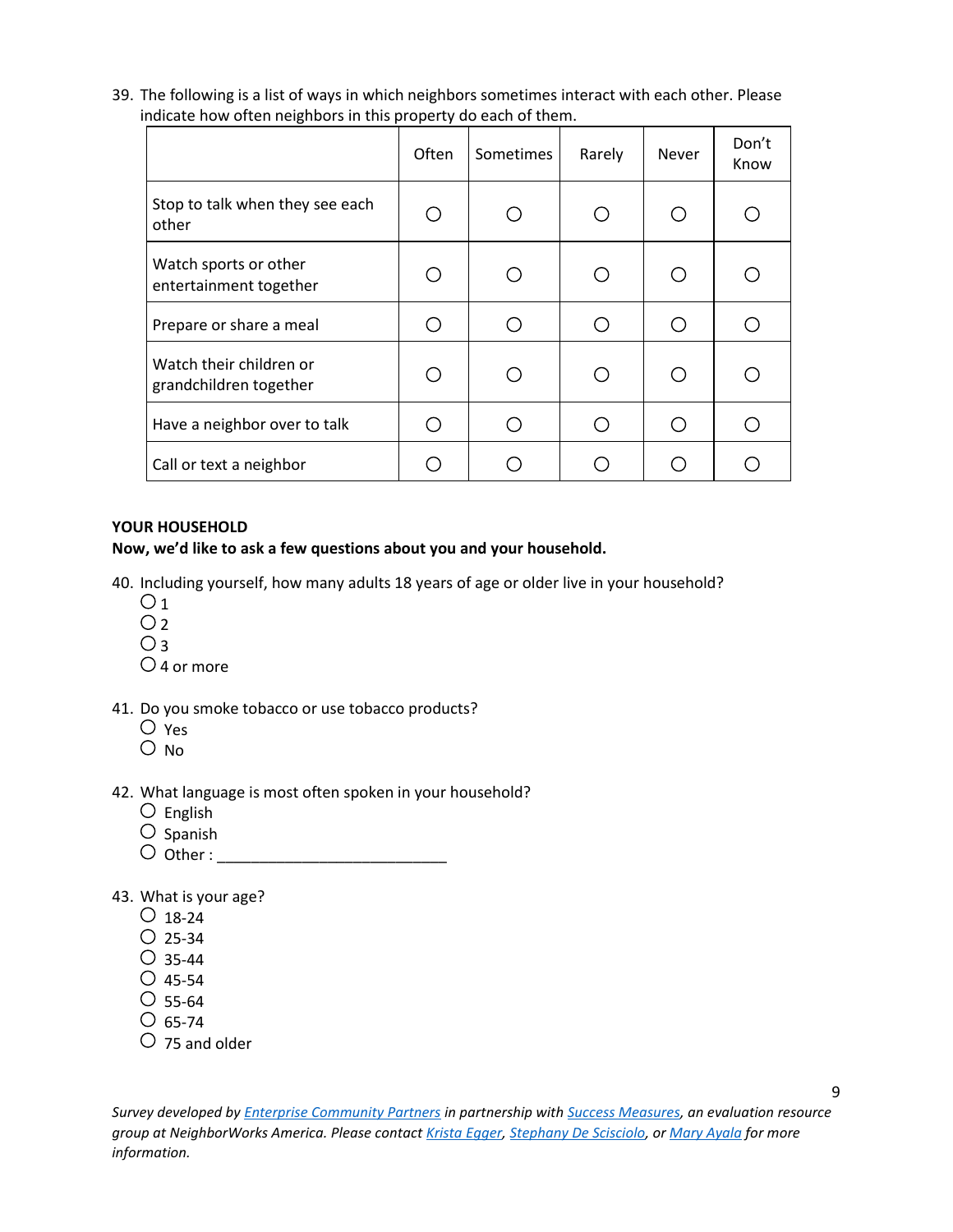39. The following is a list of ways in which neighbors sometimes interact with each other. Please indicate how often neighbors in this property do each of them.

| | Often | Sometimes | Rarely | Never | Don't Know |
|---|---|---|---|---|---|
| Stop to talk when they see each other | ○ | ○ | ○ | ○ | ○ |
| Watch sports or other entertainment together | ○ | ○ | ○ | ○ | ○ |
| Prepare or share a meal | ○ | ○ | ○ | ○ | ○ |
| Watch their children or grandchildren together | ○ | ○ | ○ | ○ | ○ |
| Have a neighbor over to talk | ○ | ○ | ○ | ○ | ○ |
| Call or text a neighbor | ○ | ○ | ○ | ○ | ○ |

**YOUR HOUSEHOLD**

**Now, we'd like to ask a few questions about you and your household.**

40. Including yourself, how many adults 18 years of age or older live in your household?
    - ○ 1
    - ○ 2
    - ○ 3
    - ○ 4 or more

41. Do you smoke tobacco or use tobacco products?
    - ○ Yes
    - ○ No

42. What language is most often spoken in your household?
    - ○ English
    - ○ Spanish
    - ○ Other : ___________________________

43. What is your age?
    - ○ 18-24
    - ○ 25-34
    - ○ 35-44
    - ○ 45-54
    - ○ 55-64
    - ○ 65-74
    - ○ 75 and older

*Survey developed by Enterprise Community Partners in partnership with Success Measures, an evaluation resource group at NeighborWorks America. Please contact Krista Egger, Stephany De Scisciolo, or Mary Ayala for more information.*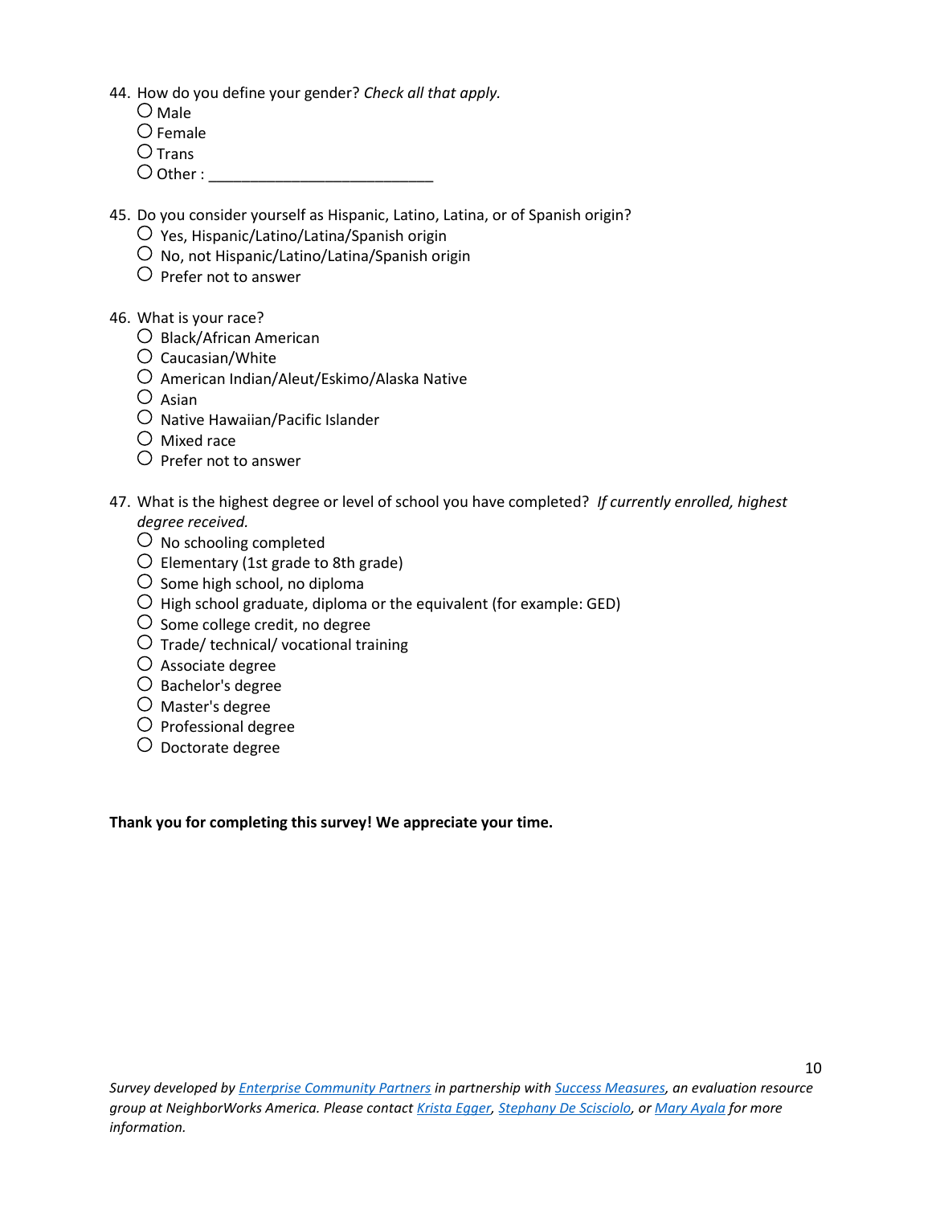44. How do you define your gender? *Check all that apply.*
   - ○ Male
   - ○ Female
   - ○ Trans
   - ○ Other : ___________________________

45. Do you consider yourself as Hispanic, Latino, Latina, or of Spanish origin?
   - ○ Yes, Hispanic/Latino/Latina/Spanish origin
   - ○ No, not Hispanic/Latino/Latina/Spanish origin
   - ○ Prefer not to answer

46. What is your race?
   - ○ Black/African American
   - ○ Caucasian/White
   - ○ American Indian/Aleut/Eskimo/Alaska Native
   - ○ Asian
   - ○ Native Hawaiian/Pacific Islander
   - ○ Mixed race
   - ○ Prefer not to answer

47. What is the highest degree or level of school you have completed? *If currently enrolled, highest degree received.*
   - ○ No schooling completed
   - ○ Elementary (1st grade to 8th grade)
   - ○ Some high school, no diploma
   - ○ High school graduate, diploma or the equivalent (for example: GED)
   - ○ Some college credit, no degree
   - ○ Trade/ technical/ vocational training
   - ○ Associate degree
   - ○ Bachelor's degree
   - ○ Master's degree
   - ○ Professional degree
   - ○ Doctorate degree

**Thank you for completing this survey! We appreciate your time.**

*Survey developed by Enterprise Community Partners in partnership with Success Measures, an evaluation resource group at NeighborWorks America. Please contact Krista Egger, Stephany De Scisciolo, or Mary Ayala for more information.*